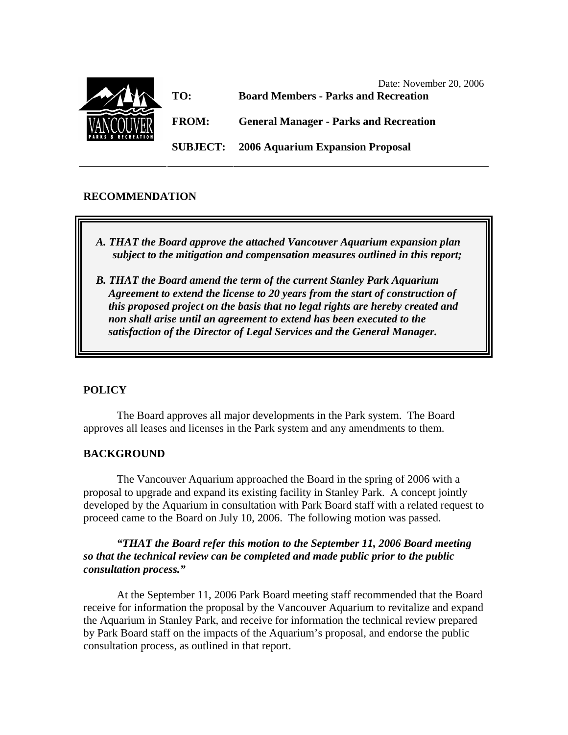Date: November 20, 2006

**TO:** **Board Members - Parks and Recreation**

**FROM:** **General Manager - Parks and Recreation**

**SUBJECT:** **2006 Aquarium Expansion Proposal**

---

## RECOMMENDATION

> ***A. THAT the Board approve the attached Vancouver Aquarium expansion plan subject to the mitigation and compensation measures outlined in this report;***
>
> ***B. THAT the Board amend the term of the current Stanley Park Aquarium Agreement to extend the license to 20 years from the start of construction of this proposed project on the basis that no legal rights are hereby created and non shall arise until an agreement to extend has been executed to the satisfaction of the Director of Legal Services and the General Manager.***

## POLICY

The Board approves all major developments in the Park system. The Board approves all leases and licenses in the Park system and any amendments to them.

## BACKGROUND

The Vancouver Aquarium approached the Board in the spring of 2006 with a proposal to upgrade and expand its existing facility in Stanley Park. A concept jointly developed by the Aquarium in consultation with Park Board staff with a related request to proceed came to the Board on July 10, 2006. The following motion was passed.

***"THAT the Board refer this motion to the September 11, 2006 Board meeting so that the technical review can be completed and made public prior to the public consultation process."***

At the September 11, 2006 Park Board meeting staff recommended that the Board receive for information the proposal by the Vancouver Aquarium to revitalize and expand the Aquarium in Stanley Park, and receive for information the technical review prepared by Park Board staff on the impacts of the Aquarium's proposal, and endorse the public consultation process, as outlined in that report.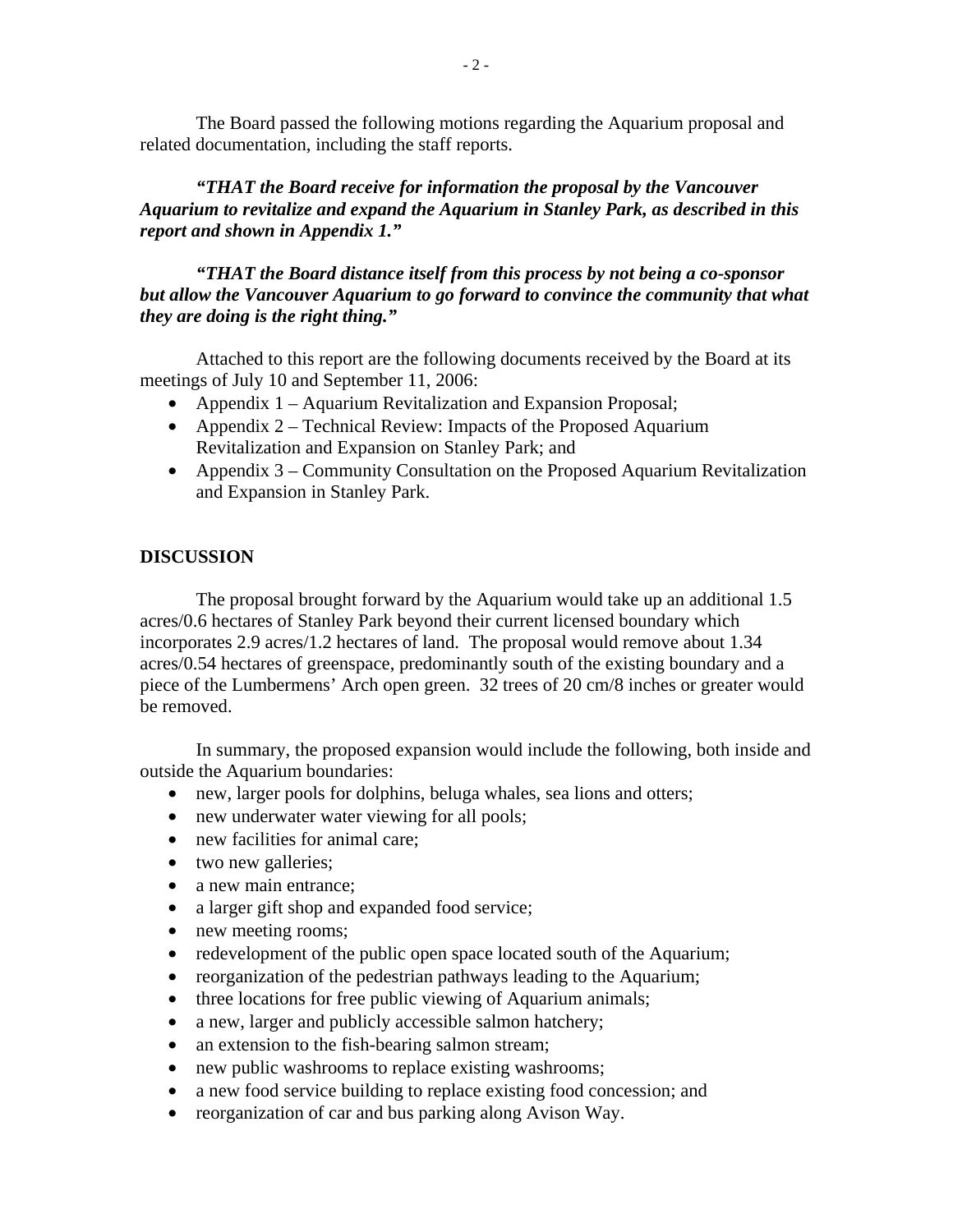The Board passed the following motions regarding the Aquarium proposal and related documentation, including the staff reports.

***"THAT the Board receive for information the proposal by the Vancouver Aquarium to revitalize and expand the Aquarium in Stanley Park, as described in this report and shown in Appendix 1."***

***"THAT the Board distance itself from this process by not being a co-sponsor but allow the Vancouver Aquarium to go forward to convince the community that what they are doing is the right thing."***

Attached to this report are the following documents received by the Board at its meetings of July 10 and September 11, 2006:

- Appendix 1 – Aquarium Revitalization and Expansion Proposal;
- Appendix 2 – Technical Review: Impacts of the Proposed Aquarium Revitalization and Expansion on Stanley Park; and
- Appendix 3 – Community Consultation on the Proposed Aquarium Revitalization and Expansion in Stanley Park.

## DISCUSSION

The proposal brought forward by the Aquarium would take up an additional 1.5 acres/0.6 hectares of Stanley Park beyond their current licensed boundary which incorporates 2.9 acres/1.2 hectares of land. The proposal would remove about 1.34 acres/0.54 hectares of greenspace, predominantly south of the existing boundary and a piece of the Lumbermens' Arch open green. 32 trees of 20 cm/8 inches or greater would be removed.

In summary, the proposed expansion would include the following, both inside and outside the Aquarium boundaries:

- new, larger pools for dolphins, beluga whales, sea lions and otters;
- new underwater water viewing for all pools;
- new facilities for animal care;
- two new galleries;
- a new main entrance;
- a larger gift shop and expanded food service;
- new meeting rooms;
- redevelopment of the public open space located south of the Aquarium;
- reorganization of the pedestrian pathways leading to the Aquarium;
- three locations for free public viewing of Aquarium animals;
- a new, larger and publicly accessible salmon hatchery;
- an extension to the fish-bearing salmon stream;
- new public washrooms to replace existing washrooms;
- a new food service building to replace existing food concession; and
- reorganization of car and bus parking along Avison Way.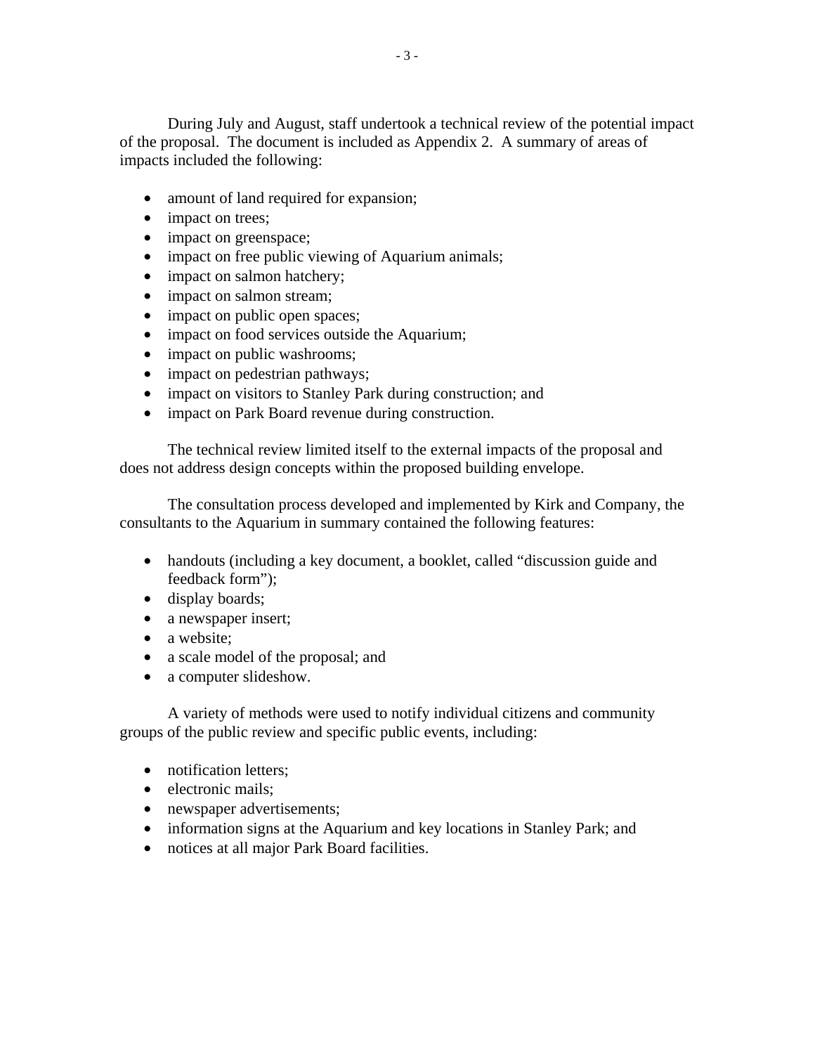During July and August, staff undertook a technical review of the potential impact of the proposal. The document is included as Appendix 2. A summary of areas of impacts included the following:

- amount of land required for expansion;
- impact on trees;
- impact on greenspace;
- impact on free public viewing of Aquarium animals;
- impact on salmon hatchery;
- impact on salmon stream;
- impact on public open spaces;
- impact on food services outside the Aquarium;
- impact on public washrooms;
- impact on pedestrian pathways;
- impact on visitors to Stanley Park during construction; and
- impact on Park Board revenue during construction.

The technical review limited itself to the external impacts of the proposal and does not address design concepts within the proposed building envelope.

The consultation process developed and implemented by Kirk and Company, the consultants to the Aquarium in summary contained the following features:

- handouts (including a key document, a booklet, called "discussion guide and feedback form");
- display boards;
- a newspaper insert;
- a website;
- a scale model of the proposal; and
- a computer slideshow.

A variety of methods were used to notify individual citizens and community groups of the public review and specific public events, including:

- notification letters;
- electronic mails;
- newspaper advertisements;
- information signs at the Aquarium and key locations in Stanley Park; and
- notices at all major Park Board facilities.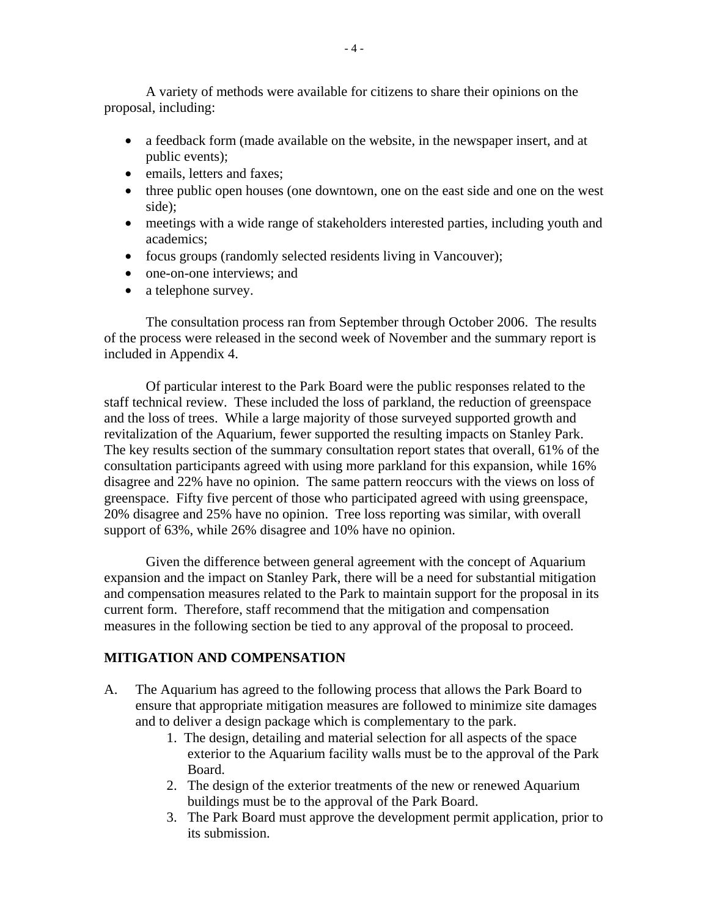A variety of methods were available for citizens to share their opinions on the proposal, including:

- a feedback form (made available on the website, in the newspaper insert, and at public events);
- emails, letters and faxes;
- three public open houses (one downtown, one on the east side and one on the west side);
- meetings with a wide range of stakeholders interested parties, including youth and academics;
- focus groups (randomly selected residents living in Vancouver);
- one-on-one interviews; and
- a telephone survey.

The consultation process ran from September through October 2006. The results of the process were released in the second week of November and the summary report is included in Appendix 4.

Of particular interest to the Park Board were the public responses related to the staff technical review. These included the loss of parkland, the reduction of greenspace and the loss of trees. While a large majority of those surveyed supported growth and revitalization of the Aquarium, fewer supported the resulting impacts on Stanley Park. The key results section of the summary consultation report states that overall, 61% of the consultation participants agreed with using more parkland for this expansion, while 16% disagree and 22% have no opinion. The same pattern reoccurs with the views on loss of greenspace. Fifty five percent of those who participated agreed with using greenspace, 20% disagree and 25% have no opinion. Tree loss reporting was similar, with overall support of 63%, while 26% disagree and 10% have no opinion.

Given the difference between general agreement with the concept of Aquarium expansion and the impact on Stanley Park, there will be a need for substantial mitigation and compensation measures related to the Park to maintain support for the proposal in its current form. Therefore, staff recommend that the mitigation and compensation measures in the following section be tied to any approval of the proposal to proceed.

## MITIGATION AND COMPENSATION

A. The Aquarium has agreed to the following process that allows the Park Board to ensure that appropriate mitigation measures are followed to minimize site damages and to deliver a design package which is complementary to the park.

1. The design, detailing and material selection for all aspects of the space exterior to the Aquarium facility walls must be to the approval of the Park Board.
2. The design of the exterior treatments of the new or renewed Aquarium buildings must be to the approval of the Park Board.
3. The Park Board must approve the development permit application, prior to its submission.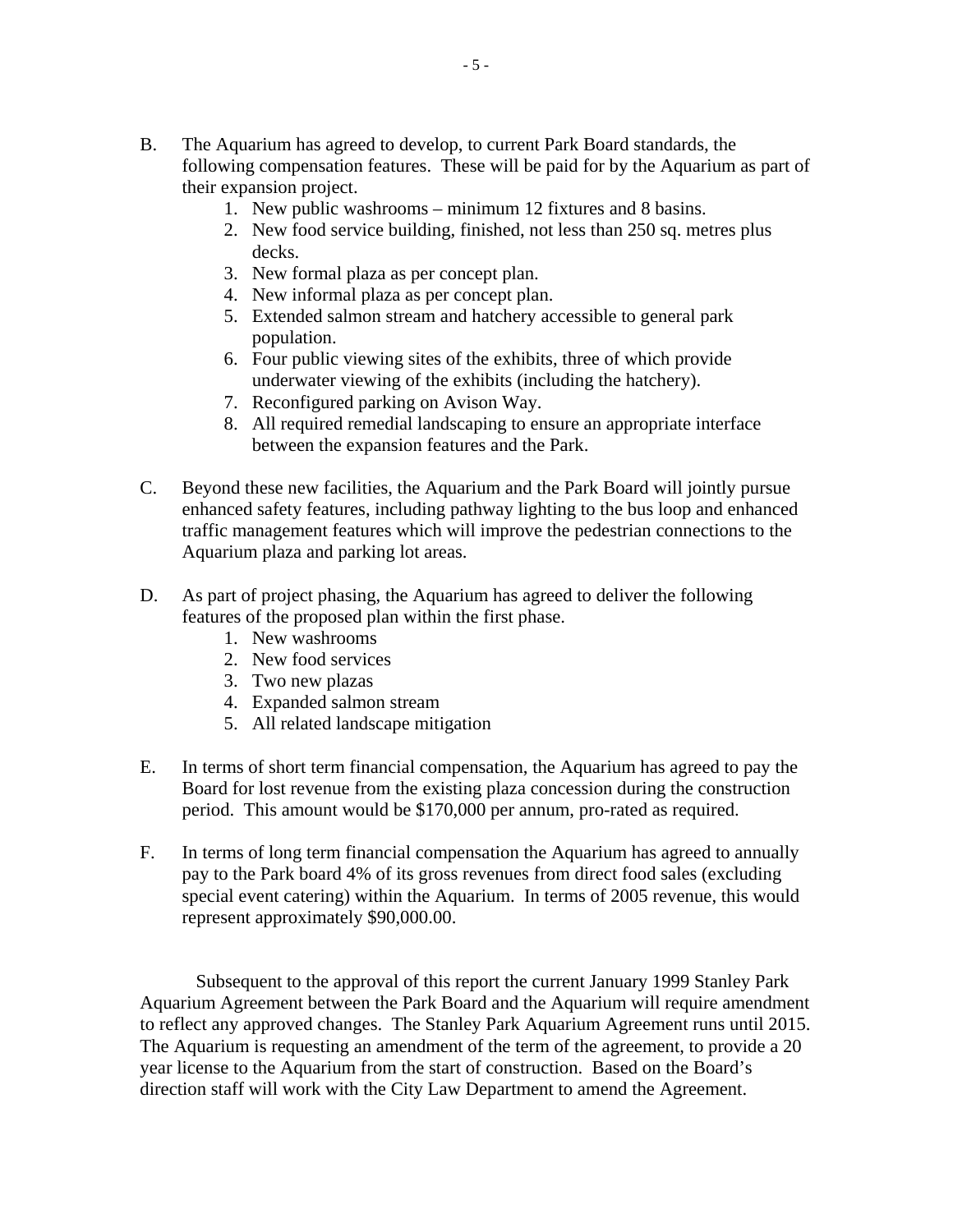B. The Aquarium has agreed to develop, to current Park Board standards, the following compensation features. These will be paid for by the Aquarium as part of their expansion project.
   1. New public washrooms – minimum 12 fixtures and 8 basins.
   2. New food service building, finished, not less than 250 sq. metres plus decks.
   3. New formal plaza as per concept plan.
   4. New informal plaza as per concept plan.
   5. Extended salmon stream and hatchery accessible to general park population.
   6. Four public viewing sites of the exhibits, three of which provide underwater viewing of the exhibits (including the hatchery).
   7. Reconfigured parking on Avison Way.
   8. All required remedial landscaping to ensure an appropriate interface between the expansion features and the Park.

C. Beyond these new facilities, the Aquarium and the Park Board will jointly pursue enhanced safety features, including pathway lighting to the bus loop and enhanced traffic management features which will improve the pedestrian connections to the Aquarium plaza and parking lot areas.

D. As part of project phasing, the Aquarium has agreed to deliver the following features of the proposed plan within the first phase.
   1. New washrooms
   2. New food services
   3. Two new plazas
   4. Expanded salmon stream
   5. All related landscape mitigation

E. In terms of short term financial compensation, the Aquarium has agreed to pay the Board for lost revenue from the existing plaza concession during the construction period. This amount would be $170,000 per annum, pro-rated as required.

F. In terms of long term financial compensation the Aquarium has agreed to annually pay to the Park board 4% of its gross revenues from direct food sales (excluding special event catering) within the Aquarium. In terms of 2005 revenue, this would represent approximately $90,000.00.

Subsequent to the approval of this report the current January 1999 Stanley Park Aquarium Agreement between the Park Board and the Aquarium will require amendment to reflect any approved changes. The Stanley Park Aquarium Agreement runs until 2015. The Aquarium is requesting an amendment of the term of the agreement, to provide a 20 year license to the Aquarium from the start of construction. Based on the Board's direction staff will work with the City Law Department to amend the Agreement.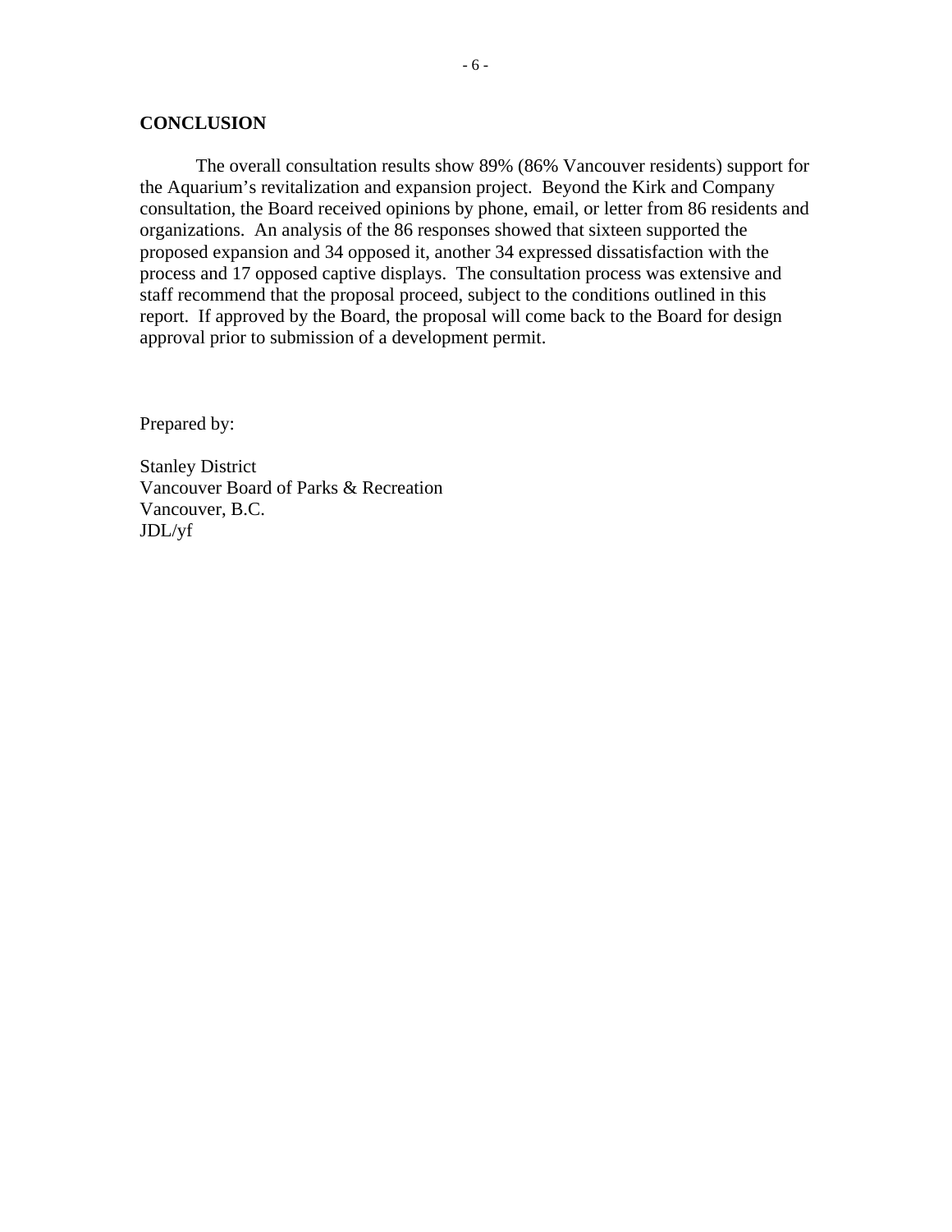## CONCLUSION

The overall consultation results show 89% (86% Vancouver residents) support for the Aquarium's revitalization and expansion project. Beyond the Kirk and Company consultation, the Board received opinions by phone, email, or letter from 86 residents and organizations. An analysis of the 86 responses showed that sixteen supported the proposed expansion and 34 opposed it, another 34 expressed dissatisfaction with the process and 17 opposed captive displays. The consultation process was extensive and staff recommend that the proposal proceed, subject to the conditions outlined in this report. If approved by the Board, the proposal will come back to the Board for design approval prior to submission of a development permit.

Prepared by:

Stanley District  
Vancouver Board of Parks & Recreation  
Vancouver, B.C.  
JDL/yf